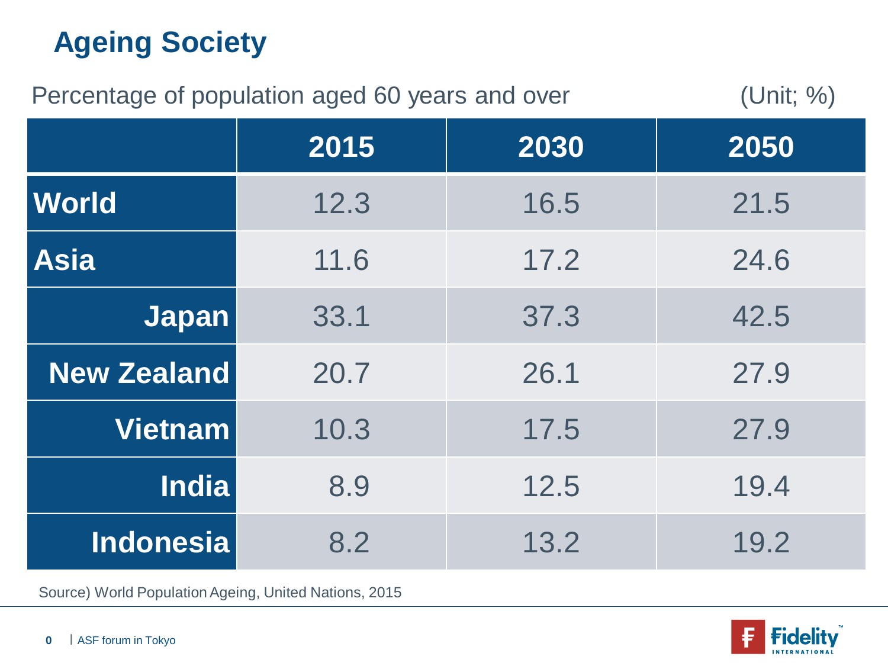# Ageing Society

Percentage of population aged 60 years and over (Unit; %)

| | 2015 | 2030 | 2050 |
|---|---|---|---|
| **World** | 12.3 | 16.5 | 21.5 |
| **Asia** | 11.6 | 17.2 | 24.6 |
| **Japan** | 33.1 | 37.3 | 42.5 |
| **New Zealand** | 20.7 | 26.1 | 27.9 |
| **Vietnam** | 10.3 | 17.5 | 27.9 |
| **India** | 8.9 | 12.5 | 19.4 |
| **Indonesia** | 8.2 | 13.2 | 19.2 |

Source) World Population Ageing, United Nations, 2015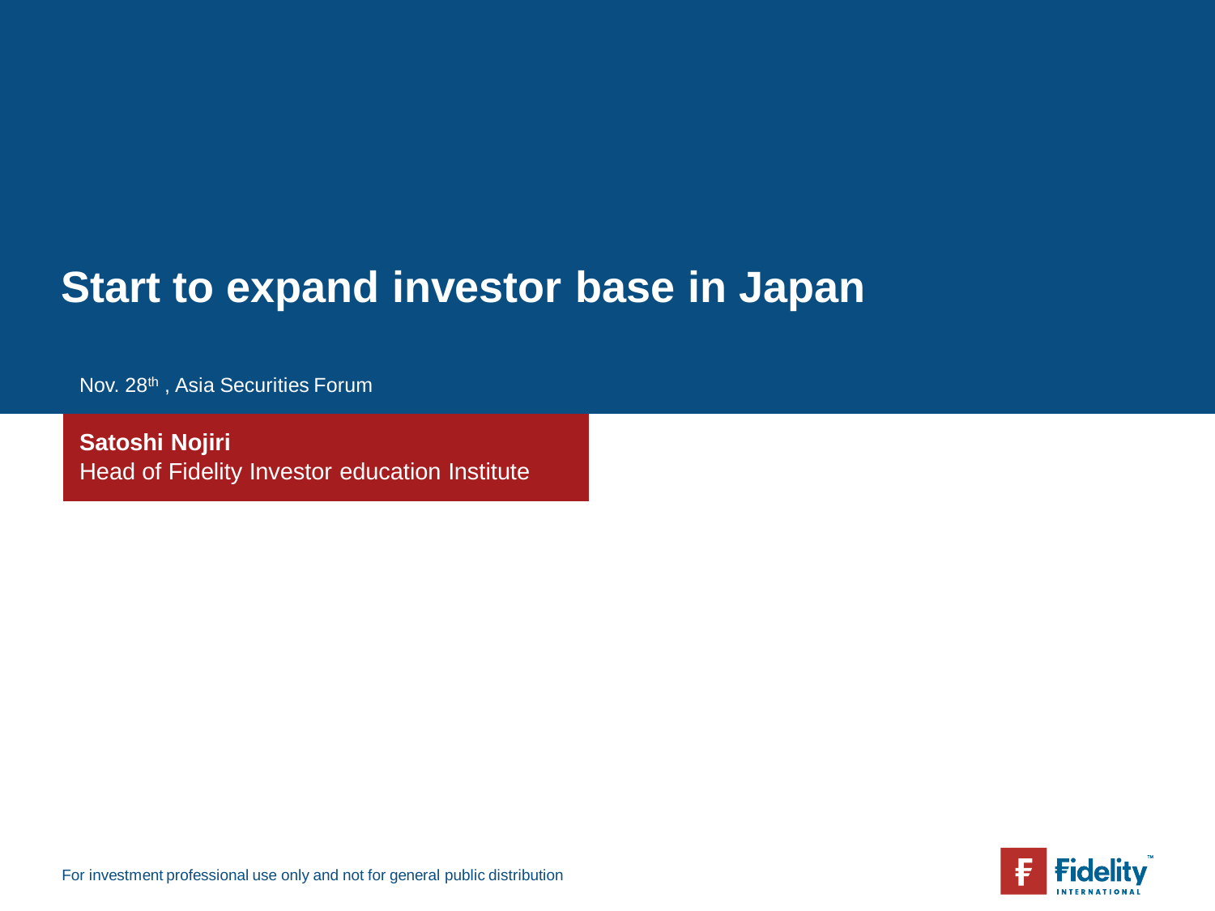# Start to expand investor base in Japan

Nov. 28th , Asia Securities Forum

**Satoshi Nojiri**
Head of Fidelity Investor education Institute

For investment professional use only and not for general public distribution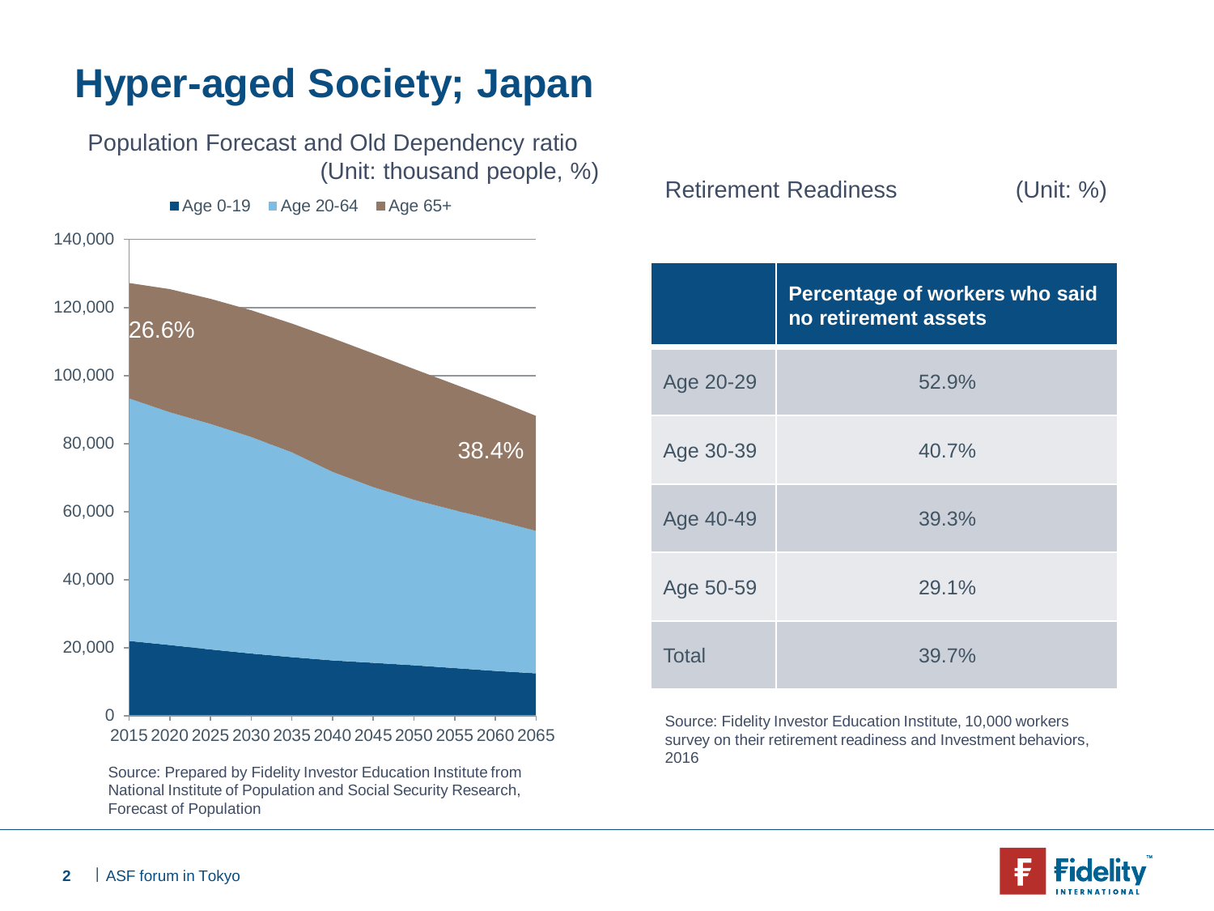# Hyper-aged Society; Japan

Population Forecast and Old Dependency ratio
(Unit: thousand people, %)

■ Age 0-19 ■ Age 20-64 ■ Age 65+

140,000
120,000
100,000
80,000
60,000
40,000
20,000
0

26.6%

38.4%

2015 2020 2025 2030 2035 2040 2045 2050 2055 2060 2065

Source: Prepared by Fidelity Investor Education Institute from National Institute of Population and Social Security Research, Forecast of Population

Retirement Readiness (Unit: %)

| | Percentage of workers who said no retirement assets |
|---|---|
| Age 20-29 | 52.9% |
| Age 30-39 | 40.7% |
| Age 40-49 | 39.3% |
| Age 50-59 | 29.1% |
| Total | 39.7% |

Source: Fidelity Investor Education Institute, 10,000 workers survey on their retirement readiness and Investment behaviors, 2016

ASF forum in Tokyo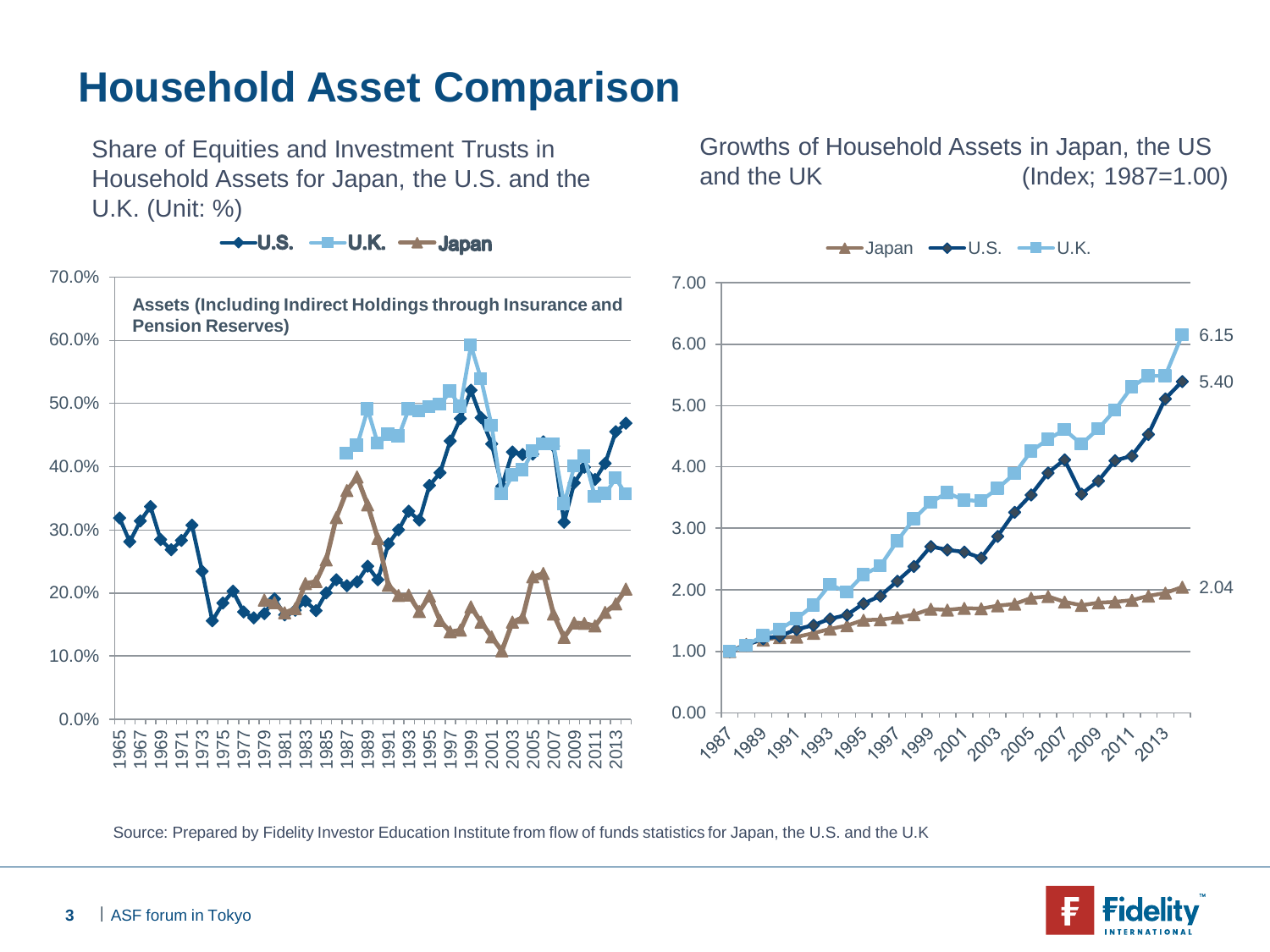# Household Asset Comparison

Share of Equities and Investment Trusts in Household Assets for Japan, the U.S. and the U.K. (Unit: %)

U.S. | U.K. | Japan

Assets (Including Indirect Holdings through Insurance and Pension Reserves)

Growths of Household Assets in Japan, the US and the UK (Index; 1987=1.00)

Japan | U.S. | U.K.

6.15

5.40

2.04

Source: Prepared by Fidelity Investor Education Institute from flow of funds statistics for Japan, the U.S. and the U.K

ASF forum in Tokyo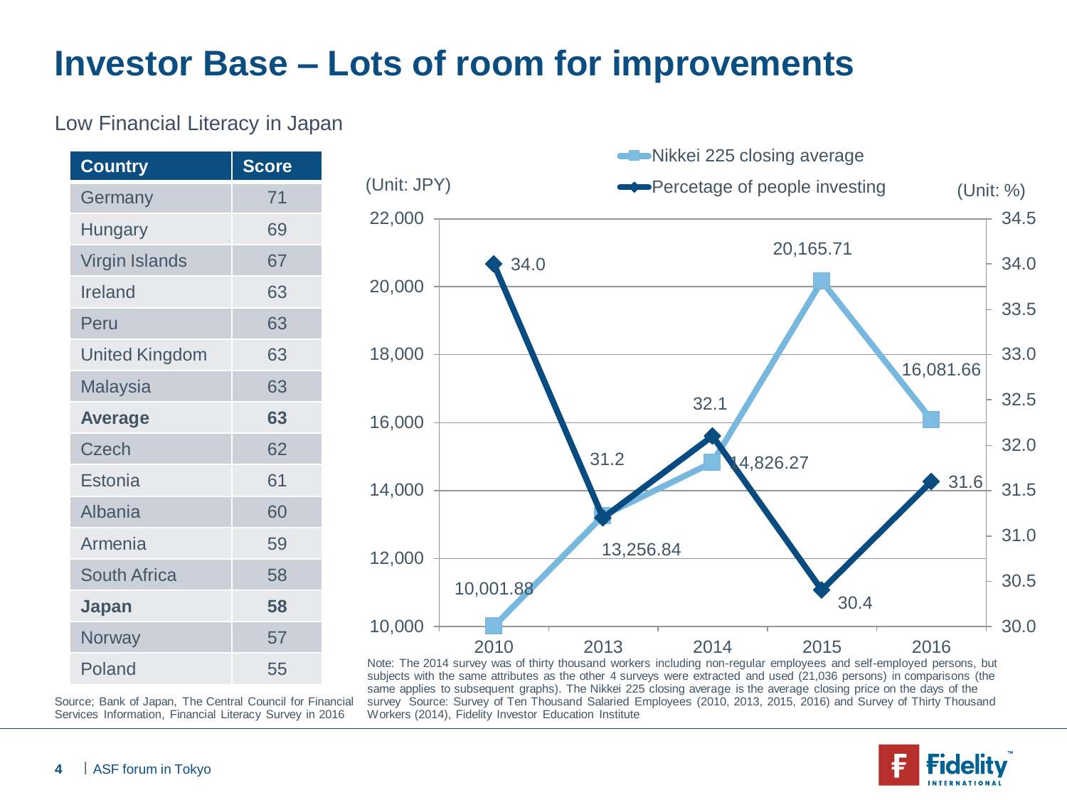# Investor Base – Lots of room for improvements

Low Financial Literacy in Japan

| Country | Score |
|---|---|
| Germany | 71 |
| Hungary | 69 |
| Virgin Islands | 67 |
| Ireland | 63 |
| Peru | 63 |
| United Kingdom | 63 |
| Malaysia | 63 |
| **Average** | **63** |
| Czech | 62 |
| Estonia | 61 |
| Albania | 60 |
| Armenia | 59 |
| South Africa | 58 |
| **Japan** | **58** |
| Norway | 57 |
| Poland | 55 |

Source; Bank of Japan, The Central Council for Financial Services Information, Financial Literacy Survey in 2016

| Year | Nikkei 225 closing average (Unit: JPY) | Percetage of people investing (Unit: %) |
|---|---|---|
| 2010 | 10,001.88 | 34.0 |
| 2013 | 13,256.84 | 31.2 |
| 2014 | 14,826.27 | 32.1 |
| 2015 | 20,165.71 | 30.4 |
| 2016 | 16,081.66 | 31.6 |

Note: The 2014 survey was of thirty thousand workers including non-regular employees and self-employed persons, but subjects with the same attributes as the other 4 surveys were extracted and used (21,036 persons) in comparisons (the same applies to subsequent graphs). The Nikkei 225 closing average is the average closing price on the days of the survey Source: Survey of Ten Thousand Salaried Employees (2010, 2013, 2015, 2016) and Survey of Thirty Thousand Workers (2014), Fidelity Investor Education Institute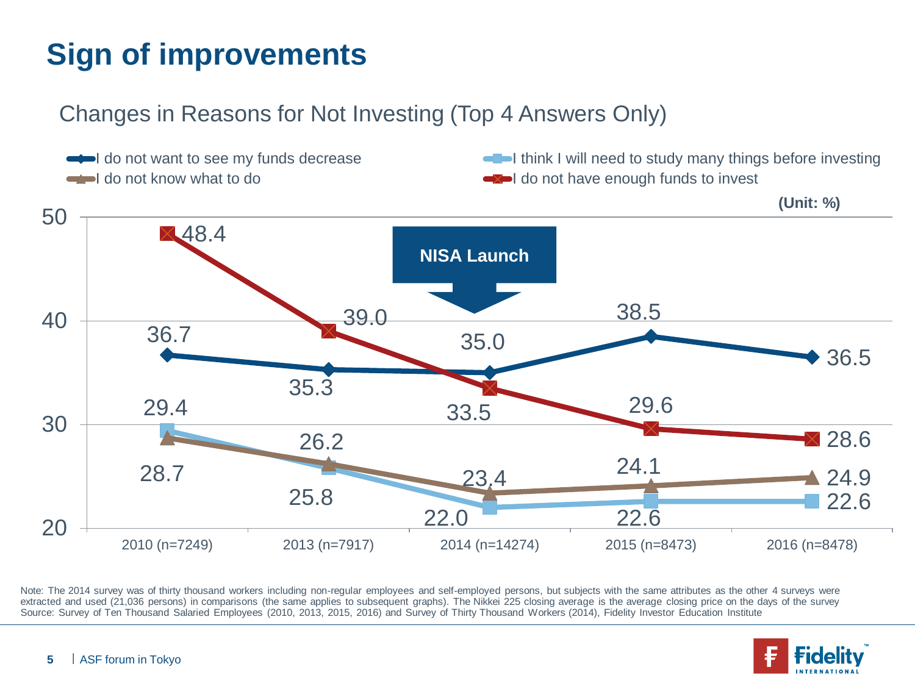# Sign of improvements

## Changes in Reasons for Not Investing (Top 4 Answers Only)

(Unit: %)

| | 2010 (n=7249) | 2013 (n=7917) | 2014 (n=14274) | 2015 (n=8473) | 2016 (n=8478) |
|---|---|---|---|---|---|
| I do not want to see my funds decrease | 36.7 | 35.3 | 35.0 | 38.5 | 36.5 |
| I think I will need to study many things before investing | 29.4 | 25.8 | 22.0 | 22.6 | 22.6 |
| I do not know what to do | 28.7 | 26.2 | 23.4 | 24.1 | 24.9 |
| I do not have enough funds to invest | 48.4 | 39.0 | 33.5 | 29.6 | 28.6 |

NISA Launch (2014)

Note: The 2014 survey was of thirty thousand workers including non-regular employees and self-employed persons, but subjects with the same attributes as the other 4 surveys were extracted and used (21,036 persons) in comparisons (the same applies to subsequent graphs). The Nikkei 225 closing average is the average closing price on the days of the survey

Source: Survey of Ten Thousand Salaried Employees (2010, 2013, 2015, 2016) and Survey of Thirty Thousand Workers (2014), Fidelity Investor Education Institute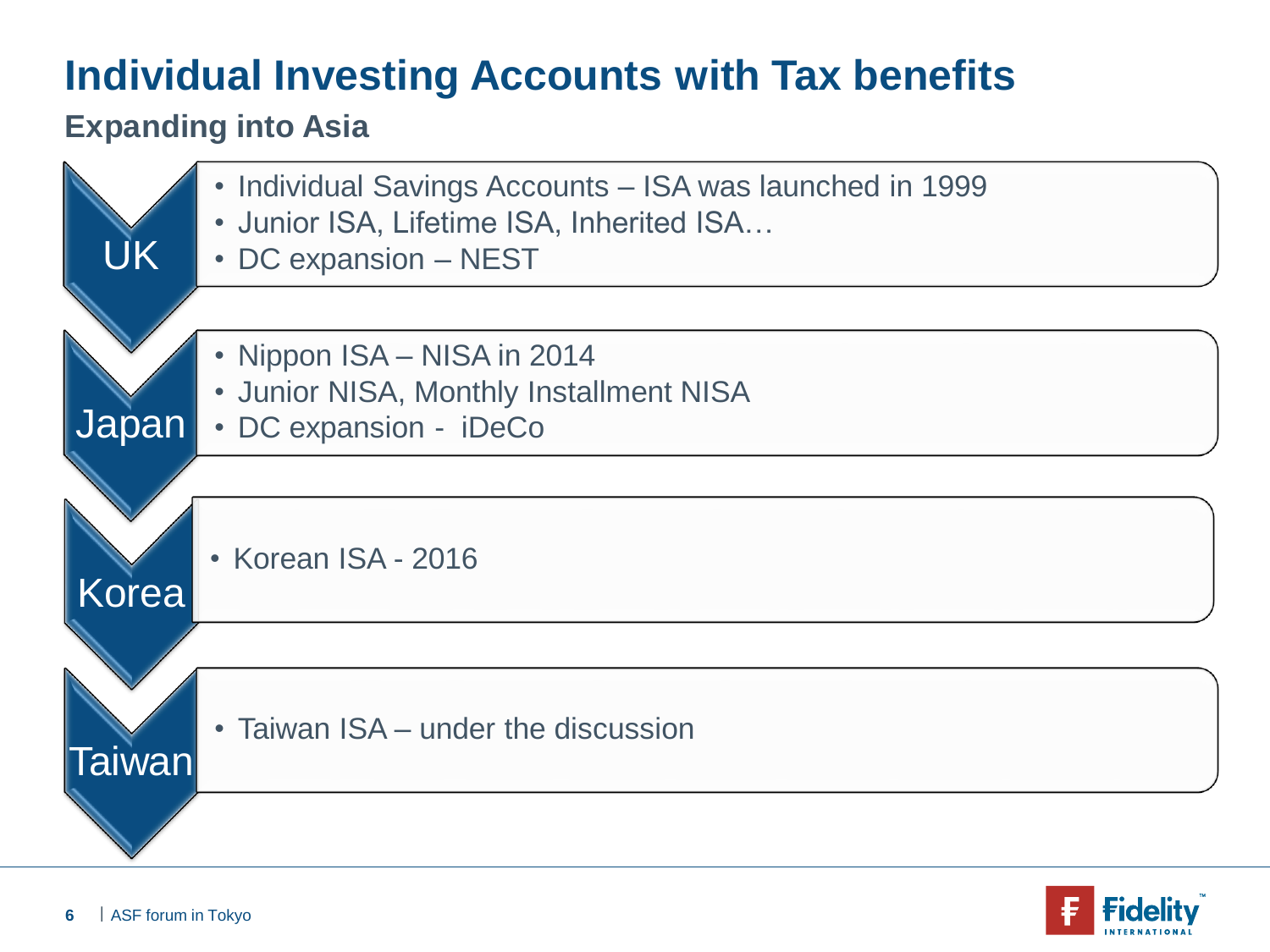# Individual Investing Accounts with Tax benefits

## Expanding into Asia

**UK**

- Individual Savings Accounts – ISA was launched in 1999
- Junior ISA, Lifetime ISA, Inherited ISA…
- DC expansion – NEST

**Japan**

- Nippon ISA – NISA in 2014
- Junior NISA, Monthly Installment NISA
- DC expansion - iDeCo

**Korea**

- Korean ISA - 2016

**Taiwan**

- Taiwan ISA – under the discussion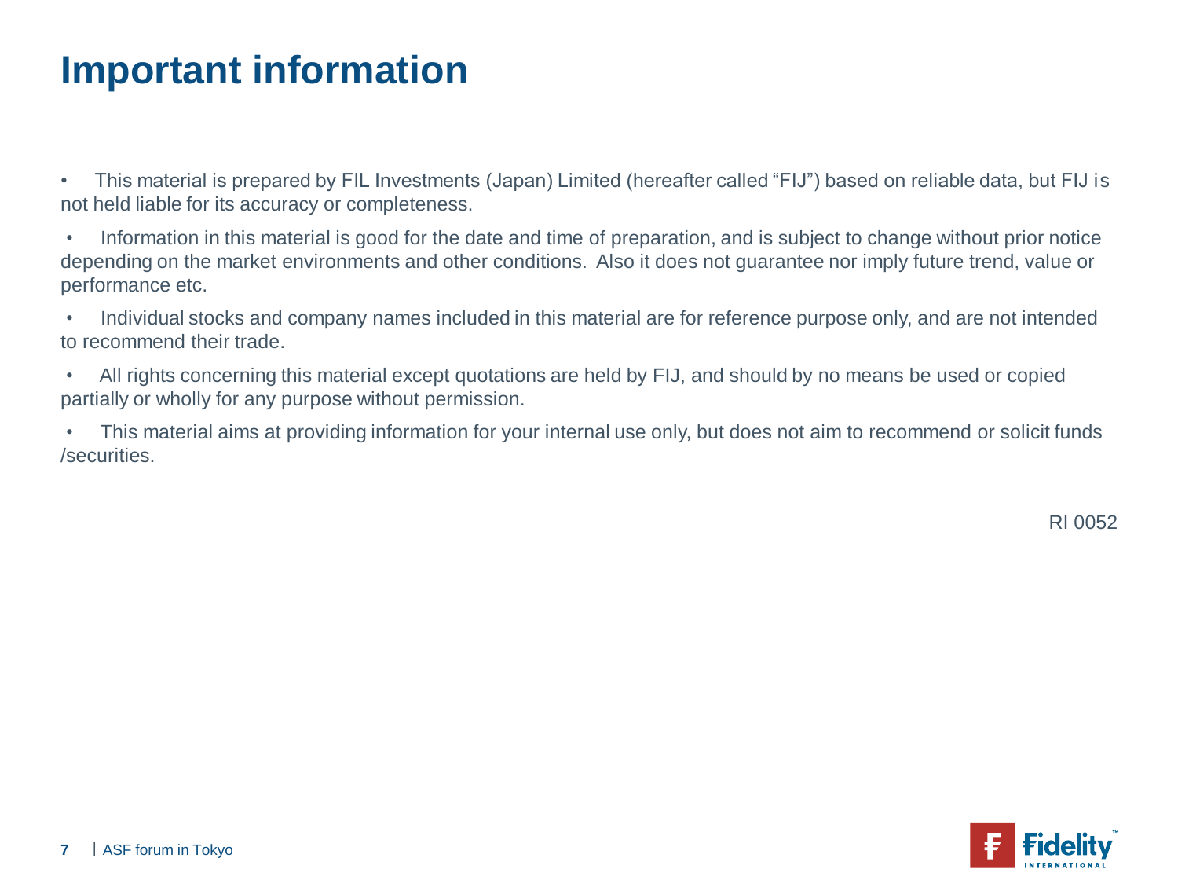# Important information

- This material is prepared by FIL Investments (Japan) Limited (hereafter called "FIJ") based on reliable data, but FIJ is not held liable for its accuracy or completeness.
- Information in this material is good for the date and time of preparation, and is subject to change without prior notice depending on the market environments and other conditions. Also it does not guarantee nor imply future trend, value or performance etc.
- Individual stocks and company names included in this material are for reference purpose only, and are not intended to recommend their trade.
- All rights concerning this material except quotations are held by FIJ, and should by no means be used or copied partially or wholly for any purpose without permission.
- This material aims at providing information for your internal use only, but does not aim to recommend or solicit funds /securities.

RI 0052